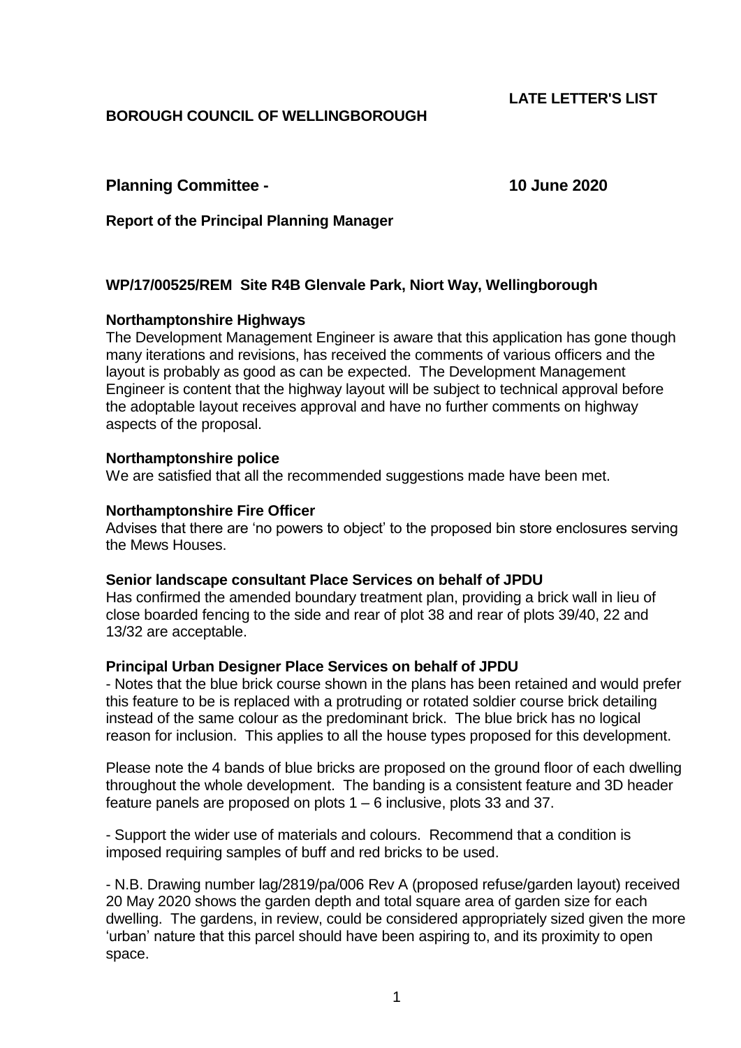**LATE LETTER'S LIST**

**BOROUGH COUNCIL OF WELLINGBOROUGH**

**Planning Committee - 10 June 2020**

**Report of the Principal Planning Manager**

**WP/17/00525/REM Site R4B Glenvale Park, Niort Way, Wellingborough**

**Northamptonshire Highways**

The Development Management Engineer is aware that this application has gone though many iterations and revisions, has received the comments of various officers and the layout is probably as good as can be expected. The Development Management Engineer is content that the highway layout will be subject to technical approval before the adoptable layout receives approval and have no further comments on highway aspects of the proposal.

**Northamptonshire police**

We are satisfied that all the recommended suggestions made have been met.

**Northamptonshire Fire Officer**

Advises that there are 'no powers to object' to the proposed bin store enclosures serving the Mews Houses.

**Senior landscape consultant Place Services on behalf of JPDU**

Has confirmed the amended boundary treatment plan, providing a brick wall in lieu of close boarded fencing to the side and rear of plot 38 and rear of plots 39/40, 22 and 13/32 are acceptable.

**Principal Urban Designer Place Services on behalf of JPDU**

- Notes that the blue brick course shown in the plans has been retained and would prefer this feature to be is replaced with a protruding or rotated soldier course brick detailing instead of the same colour as the predominant brick. The blue brick has no logical reason for inclusion. This applies to all the house types proposed for this development.

Please note the 4 bands of blue bricks are proposed on the ground floor of each dwelling throughout the whole development. The banding is a consistent feature and 3D header feature panels are proposed on plots 1 – 6 inclusive, plots 33 and 37.

- Support the wider use of materials and colours. Recommend that a condition is imposed requiring samples of buff and red bricks to be used.

- N.B. Drawing number lag/2819/pa/006 Rev A (proposed refuse/garden layout) received 20 May 2020 shows the garden depth and total square area of garden size for each dwelling. The gardens, in review, could be considered appropriately sized given the more 'urban' nature that this parcel should have been aspiring to, and its proximity to open space.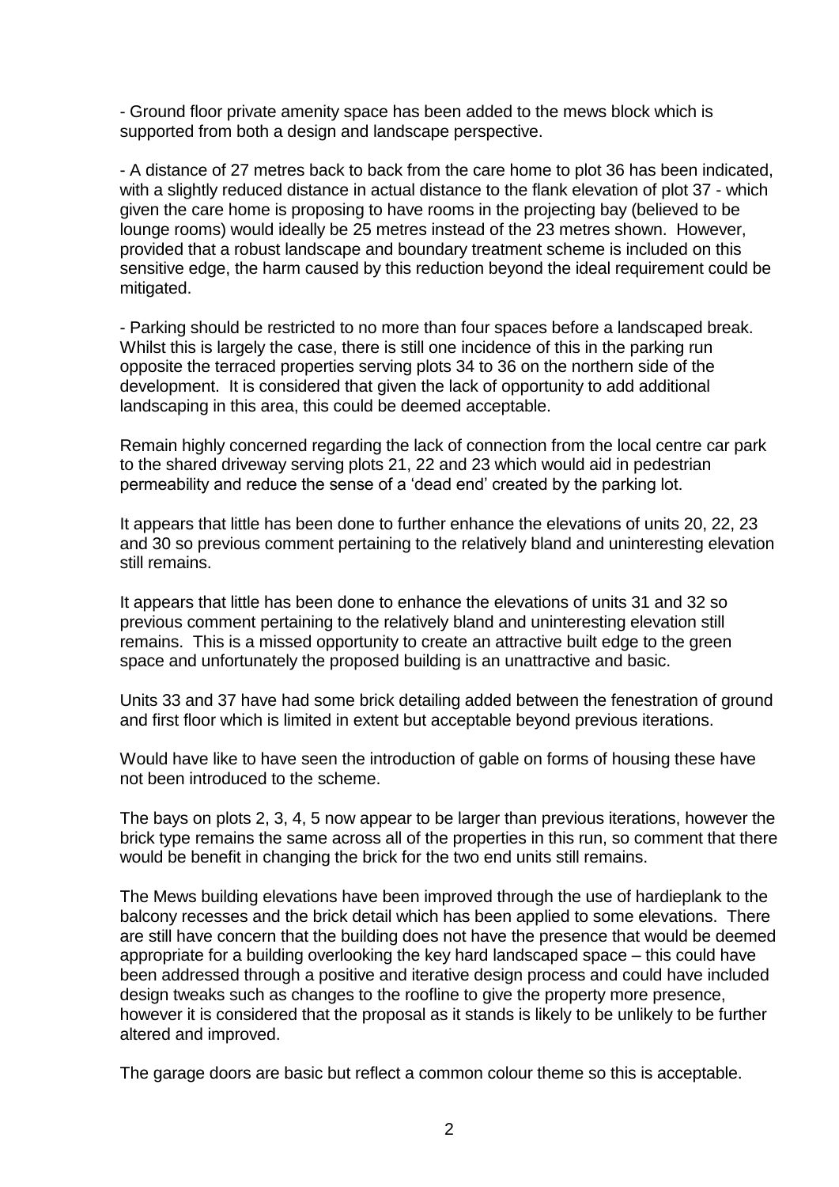- Ground floor private amenity space has been added to the mews block which is supported from both a design and landscape perspective.

- A distance of 27 metres back to back from the care home to plot 36 has been indicated, with a slightly reduced distance in actual distance to the flank elevation of plot 37 - which given the care home is proposing to have rooms in the projecting bay (believed to be lounge rooms) would ideally be 25 metres instead of the 23 metres shown. However, provided that a robust landscape and boundary treatment scheme is included on this sensitive edge, the harm caused by this reduction beyond the ideal requirement could be mitigated.

- Parking should be restricted to no more than four spaces before a landscaped break. Whilst this is largely the case, there is still one incidence of this in the parking run opposite the terraced properties serving plots 34 to 36 on the northern side of the development. It is considered that given the lack of opportunity to add additional landscaping in this area, this could be deemed acceptable.

Remain highly concerned regarding the lack of connection from the local centre car park to the shared driveway serving plots 21, 22 and 23 which would aid in pedestrian permeability and reduce the sense of a 'dead end' created by the parking lot.

It appears that little has been done to further enhance the elevations of units 20, 22, 23 and 30 so previous comment pertaining to the relatively bland and uninteresting elevation still remains.

It appears that little has been done to enhance the elevations of units 31 and 32 so previous comment pertaining to the relatively bland and uninteresting elevation still remains. This is a missed opportunity to create an attractive built edge to the green space and unfortunately the proposed building is an unattractive and basic.

Units 33 and 37 have had some brick detailing added between the fenestration of ground and first floor which is limited in extent but acceptable beyond previous iterations.

Would have like to have seen the introduction of gable on forms of housing these have not been introduced to the scheme.

The bays on plots 2, 3, 4, 5 now appear to be larger than previous iterations, however the brick type remains the same across all of the properties in this run, so comment that there would be benefit in changing the brick for the two end units still remains.

The Mews building elevations have been improved through the use of hardieplank to the balcony recesses and the brick detail which has been applied to some elevations. There are still have concern that the building does not have the presence that would be deemed appropriate for a building overlooking the key hard landscaped space – this could have been addressed through a positive and iterative design process and could have included design tweaks such as changes to the roofline to give the property more presence, however it is considered that the proposal as it stands is likely to be unlikely to be further altered and improved.

The garage doors are basic but reflect a common colour theme so this is acceptable.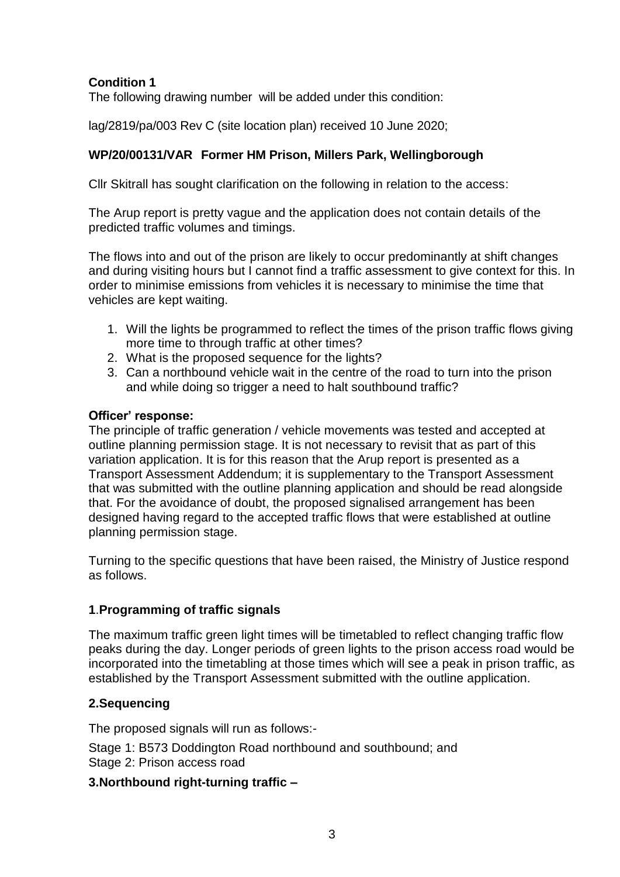**Condition 1**

The following drawing number will be added under this condition:

lag/2819/pa/003 Rev C (site location plan) received 10 June 2020;

**WP/20/00131/VAR Former HM Prison, Millers Park, Wellingborough**

Cllr Skitrall has sought clarification on the following in relation to the access:

The Arup report is pretty vague and the application does not contain details of the predicted traffic volumes and timings.

The flows into and out of the prison are likely to occur predominantly at shift changes and during visiting hours but I cannot find a traffic assessment to give context for this. In order to minimise emissions from vehicles it is necessary to minimise the time that vehicles are kept waiting.

1. Will the lights be programmed to reflect the times of the prison traffic flows giving more time to through traffic at other times?
2. What is the proposed sequence for the lights?
3. Can a northbound vehicle wait in the centre of the road to turn into the prison and while doing so trigger a need to halt southbound traffic?

**Officer' response:**

The principle of traffic generation / vehicle movements was tested and accepted at outline planning permission stage. It is not necessary to revisit that as part of this variation application. It is for this reason that the Arup report is presented as a Transport Assessment Addendum; it is supplementary to the Transport Assessment that was submitted with the outline planning application and should be read alongside that. For the avoidance of doubt, the proposed signalised arrangement has been designed having regard to the accepted traffic flows that were established at outline planning permission stage.

Turning to the specific questions that have been raised, the Ministry of Justice respond as follows.

**1.Programming of traffic signals**

The maximum traffic green light times will be timetabled to reflect changing traffic flow peaks during the day. Longer periods of green lights to the prison access road would be incorporated into the timetabling at those times which will see a peak in prison traffic, as established by the Transport Assessment submitted with the outline application.

**2.Sequencing**

The proposed signals will run as follows:-

Stage 1: B573 Doddington Road northbound and southbound; and
Stage 2: Prison access road

**3.Northbound right-turning traffic –**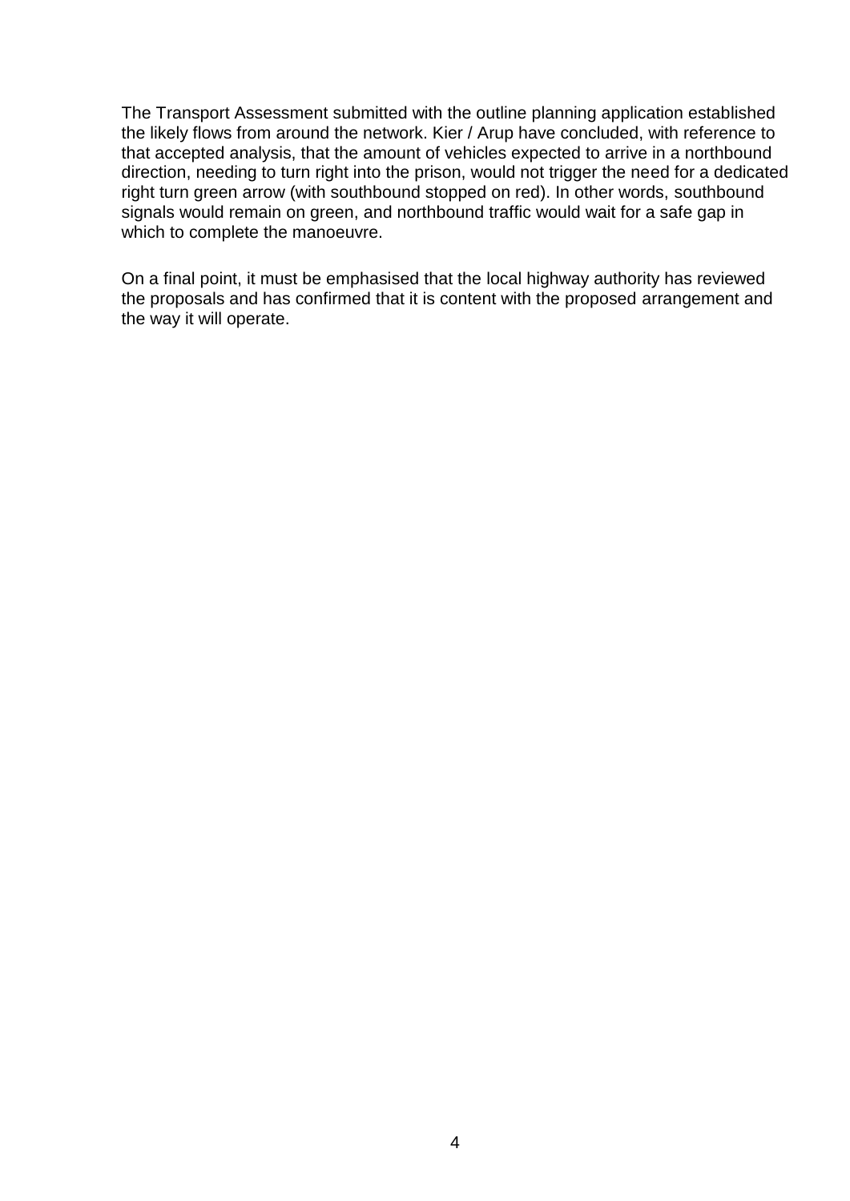The Transport Assessment submitted with the outline planning application established the likely flows from around the network. Kier / Arup have concluded, with reference to that accepted analysis, that the amount of vehicles expected to arrive in a northbound direction, needing to turn right into the prison, would not trigger the need for a dedicated right turn green arrow (with southbound stopped on red). In other words, southbound signals would remain on green, and northbound traffic would wait for a safe gap in which to complete the manoeuvre.

On a final point, it must be emphasised that the local highway authority has reviewed the proposals and has confirmed that it is content with the proposed arrangement and the way it will operate.